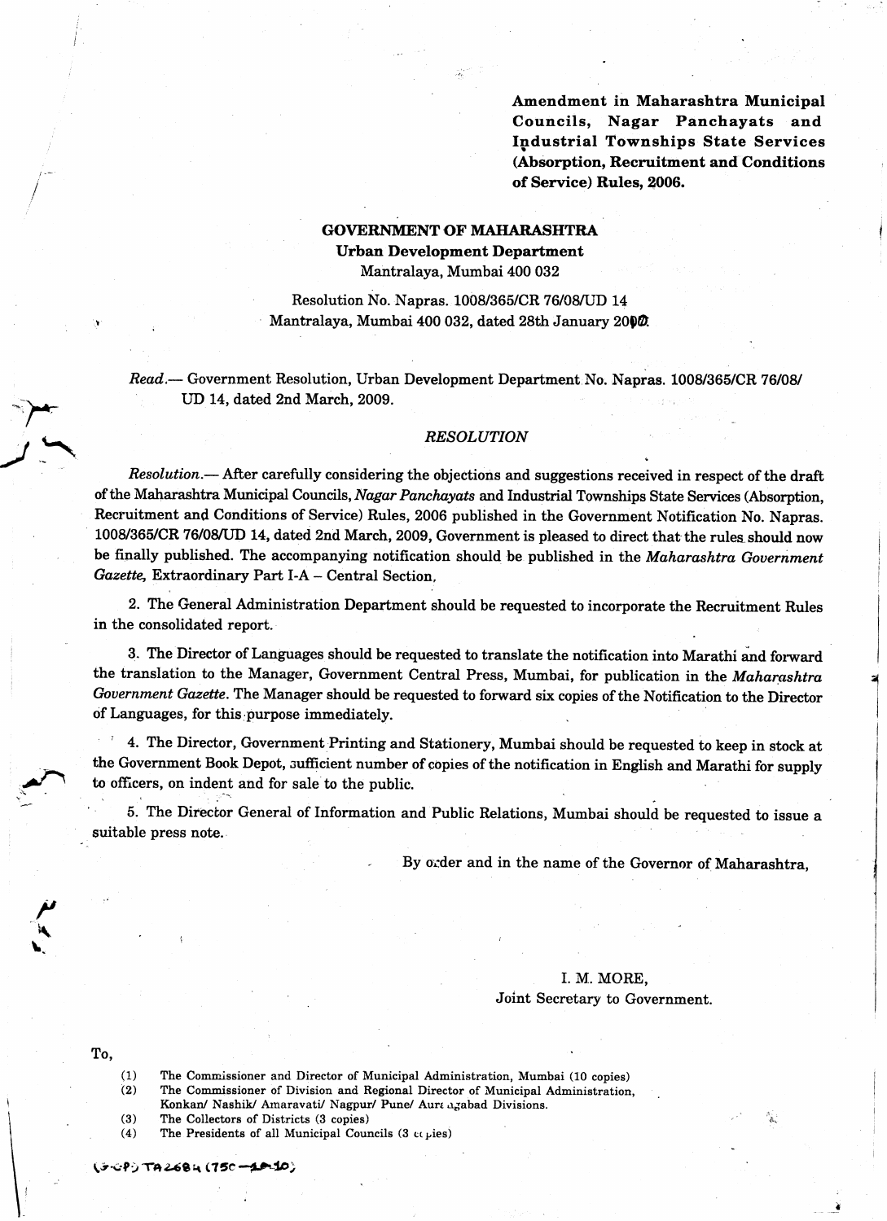**Amendment in Maharashtra Municipal Councils, Nagar Panchayats and Industrial Townships State Services (Absorption, Recruitment and Conditions of Service) Rules, 2006.**

**GOVERNMENT OF MAHARASHTRA**
**Urban Development Department**
Mantralaya, Mumbai 400 032

Resolution No. Napras. 1008/365/CR 76/08/UD 14
Mantralaya, Mumbai 400 032, dated 28th January 2010.

*Read.*— Government Resolution, Urban Development Department No. Napras. 1008/365/CR 76/08/ UD 14, dated 2nd March, 2009.

*RESOLUTION*

*Resolution.*— After carefully considering the objections and suggestions received in respect of the draft of the Maharashtra Municipal Councils, *Nagar Panchayats* and Industrial Townships State Services (Absorption, Recruitment and Conditions of Service) Rules, 2006 published in the Government Notification No. Napras. 1008/365/CR 76/08/UD 14, dated 2nd March, 2009, Government is pleased to direct that the rules should now be finally published. The accompanying notification should be published in the *Maharashtra Government Gazette,* Extraordinary Part I-A – Central Section.

2. The General Administration Department should be requested to incorporate the Recruitment Rules in the consolidated report.

3. The Director of Languages should be requested to translate the notification into Marathi and forward the translation to the Manager, Government Central Press, Mumbai, for publication in the *Maharashtra Government Gazette*. The Manager should be requested to forward six copies of the Notification to the Director of Languages, for this purpose immediately.

4. The Director, Government Printing and Stationery, Mumbai should be requested to keep in stock at the Government Book Depot, sufficient number of copies of the notification in English and Marathi for supply to officers, on indent and for sale to the public.

5. The Director General of Information and Public Relations, Mumbai should be requested to issue a suitable press note.

By order and in the name of the Governor of Maharashtra,

I. M. MORE,
Joint Secretary to Government.

To,

(1) The Commissioner and Director of Municipal Administration, Mumbai (10 copies)
(2) The Commissioner of Division and Regional Director of Municipal Administration, Konkan/ Nashik/ Amaravati/ Nagpur/ Pune/ Aurangabad Divisions.
(3) The Collectors of Districts (3 copies)
(4) The Presidents of all Municipal Councils (3 copies)

(G.C.P.) TA 2684 (750—1-10)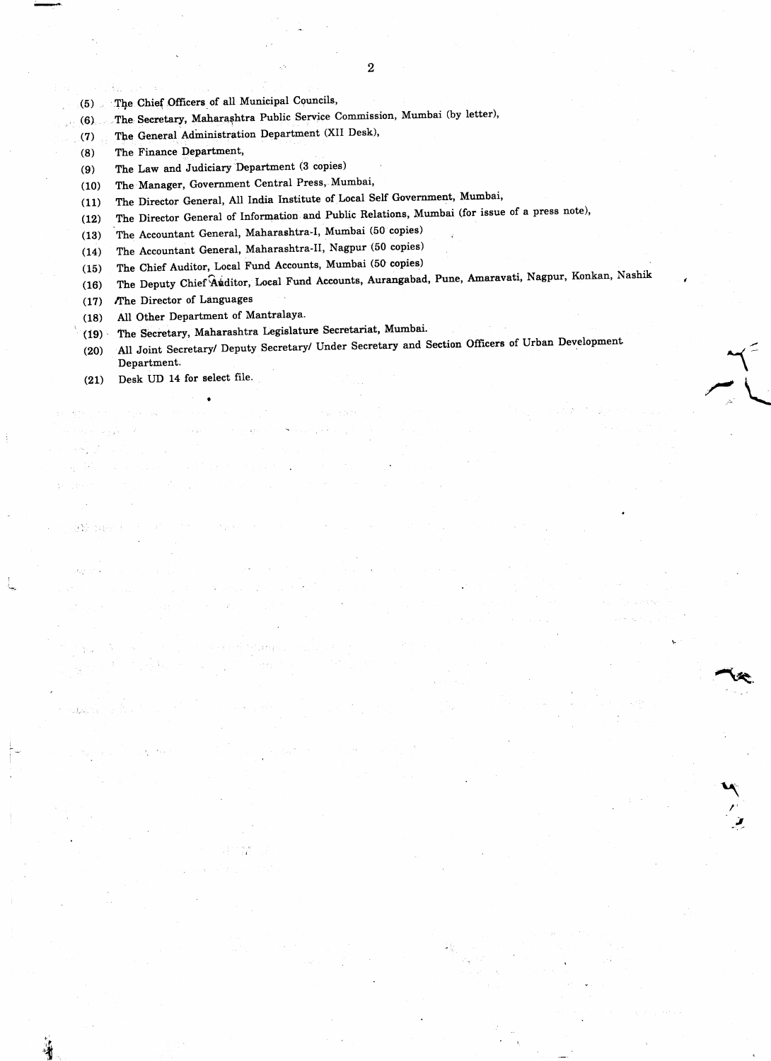(5) The Chief Officers of all Municipal Councils,

(6) The Secretary, Maharashtra Public Service Commission, Mumbai (by letter),

(7) The General Administration Department (XII Desk),

(8) The Finance Department,

(9) The Law and Judiciary Department (3 copies)

(10) The Manager, Government Central Press, Mumbai,

(11) The Director General, All India Institute of Local Self Government, Mumbai,

(12) The Director General of Information and Public Relations, Mumbai (for issue of a press note),

(13) The Accountant General, Maharashtra-I, Mumbai (50 copies)

(14) The Accountant General, Maharashtra-II, Nagpur (50 copies)

(15) The Chief Auditor, Local Fund Accounts, Mumbai (50 copies)

(16) The Deputy Chief Auditor, Local Fund Accounts, Aurangabad, Pune, Amaravati, Nagpur, Konkan, Nashik

(17) The Director of Languages

(18) All Other Department of Mantralaya.

(19) The Secretary, Maharashtra Legislature Secretariat, Mumbai.

(20) All Joint Secretary/ Deputy Secretary/ Under Secretary and Section Officers of Urban Development Department.

(21) Desk UD 14 for select file.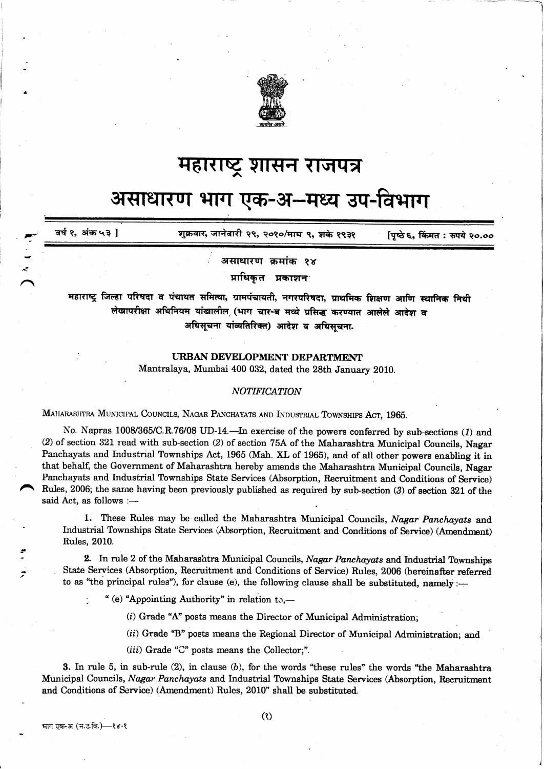# महाराष्ट्र शासन राजपत्र

# असाधारण भाग एक-अ—मध्य उप-विभाग

वर्ष १, अंक ५३ ] शुक्रवार, जानेवारी २९, २०१०/माघ ९, शके १९३१ [पृष्ठे ६, किंमत : रुपये २०.००

असाधारण क्रमांक १४

प्राधिकृत प्रकाशन

महाराष्ट्र जिल्हा परिषदा व पंचायत समित्या, ग्रामपंचायती, नगरपरिषदा, प्राथमिक शिक्षण आणि स्थानिक निधी लेखापरीक्षा अधिनियम यांखालील (भाग चार-ब मध्ये प्रसिद्ध करण्यात आलेले आदेश व अधिसूचना यांव्यतिरिक्त) आदेश व अधिसूचना.

## URBAN DEVELOPMENT DEPARTMENT

Mantralaya, Mumbai 400 032, dated the 28th January 2010.

*NOTIFICATION*

MAHARASHTRA MUNICIPAL COUNCILS, NAGAR PANCHAYATS AND INDUSTRIAL TOWNSHIPS ACT, 1965.

No. Napras 1008/365/C.R.76/08 UD-14.—In exercise of the powers conferred by sub-sections (*1*) and (*2*) of section 321 read with sub-section (*2*) of section 75A of the Maharashtra Municipal Councils, Nagar Panchayats and Industrial Townships Act, 1965 (Mah. XL of 1965), and of all other powers enabling it in that behalf, the Government of Maharashtra hereby amends the Maharashtra Municipal Councils, Nagar Panchayats and Industrial Townships State Services (Absorption, Recruitment and Conditions of Service) Rules, 2006; the same having been previously published as required by sub-section (*3*) of section 321 of the said Act, as follows :—

1. These Rules may be called the Maharashtra Municipal Councils, *Nagar Panchayats* and Industrial Townships State Services (Absorption, Recruitment and Conditions of Service) (Amendment) Rules, 2010.

2. In rule 2 of the Maharashtra Municipal Councils, *Nagar Panchayats* and Industrial Townships State Services (Absorption, Recruitment and Conditions of Service) Rules, 2006 (hereinafter referred to as "the principal rules"), for clause (e), the following clause shall be substituted, namely :—

" (e) "Appointing Authority" in relation to,—

(*i*) Grade "A" posts means the Director of Municipal Administration;

(*ii*) Grade "B" posts means the Regional Director of Municipal Administration; and

(*iii*) Grade "C" posts means the Collector;".

3. In rule 5, in sub-rule (2), in clause (*b*), for the words "these rules" the words "the Maharashtra Municipal Councils, *Nagar Panchayats* and Industrial Townships State Services (Absorption, Recruitment and Conditions of Service) (Amendment) Rules, 2010" shall be substituted.

भाग एक-अ (म.उ.वि.)—१४-१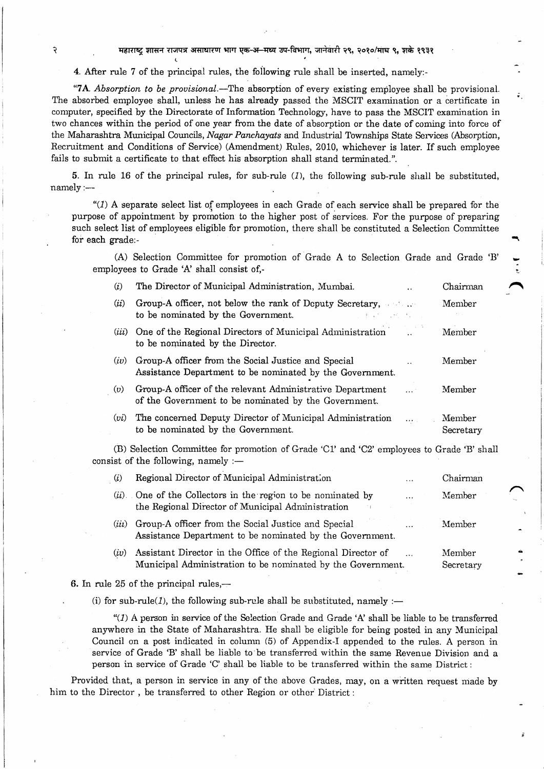4. After rule 7 of the principal rules, the following rule shall be inserted, namely:-

"7A. *Absorption to be provisional.*—The absorption of every existing employee shall be provisional. The absorbed employee shall, unless he has already passed the MSCIT examination or a certificate in computer, specified by the Directorate of Information Technology, have to pass the MSCIT examination in two chances within the period of one year from the date of absorption or the date of coming into force of the Maharashtra Municipal Councils, *Nagar Panchayats* and Industrial Townships State Services (Absorption, Recruitment and Conditions of Service) (Amendment) Rules, 2010, whichever is later. If such employee fails to submit a certificate to that effect his absorption shall stand terminated.".

5. In rule 16 of the principal rules, for sub-rule (*1*), the following sub-rule shall be substituted, namely :—

"(*1*) A separate select list of employees in each Grade of each service shall be prepared for the purpose of appointment by promotion to the higher post of services. For the purpose of preparing such select list of employees eligible for promotion, there shall be constituted a Selection Committee for each grade:-

(A) Selection Committee for promotion of Grade A to Selection Grade and Grade 'B' employees to Grade 'A' shall consist of,-

| | | |
|---|---|---|
| (*i*) | The Director of Municipal Administration, Mumbai. .. | Chairman |
| (*ii*) | Group-A officer, not below the rank of Deputy Secretary, to be nominated by the Government. .. | Member |
| (*iii*) | One of the Regional Directors of Municipal Administration to be nominated by the Director. .. | Member |
| (*iv*) | Group-A officer from the Social Justice and Special Assistance Department to be nominated by the Government. .. | Member |
| (*v*) | Group-A officer of the relevant Administrative Department of the Government to be nominated by the Government. ... | Member |
| (*vi*) | The concerned Deputy Director of Municipal Administration to be nominated by the Government. ... | Member Secretary |

(B) Selection Committee for promotion of Grade 'C1' and 'C2' employees to Grade 'B' shall consist of the following, namely :—

| | | |
|---|---|---|
| (*i*) | Regional Director of Municipal Administration ... | Chairman |
| (*ii*) | One of the Collectors in the region to be nominated by the Regional Director of Municipal Administration ... | Member |
| (*iii*) | Group-A officer from the Social Justice and Special Assistance Department to be nominated by the Government. ... | Member |
| (*iv*) | Assistant Director in the Office of the Regional Director of Municipal Administration to be nominated by the Government. ... | Member Secretary |

6. In rule 25 of the principal rules,—

(i) for sub-rule(*1*), the following sub-rule shall be substituted, namely :—

"(*1*) A person in service of the Selection Grade and Grade 'A' shall be liable to be transferred anywhere in the State of Maharashtra. He shall be eligible for being posted in any Municipal Council on a post indicated in column (5) of Appendix-I appended to the rules. A person in service of Grade 'B' shall be liable to be transferred within the same Revenue Division and a person in service of Grade 'C' shall be liable to be transferred within the same District :

Provided that, a person in service in any of the above Grades, may, on a written request made by him to the Director , be transferred to other Region or other District :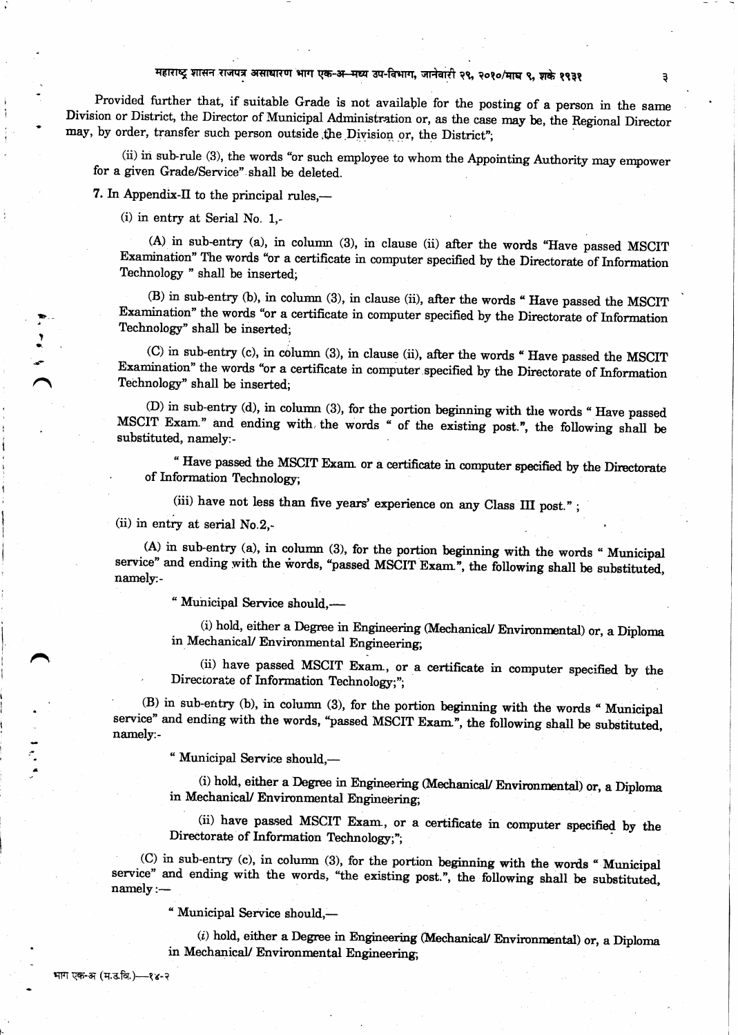Provided further that, if suitable Grade is not available for the posting of a person in the same Division or District, the Director of Municipal Administration or, as the case may be, the Regional Director may, by order, transfer such person outside the Division or, the District";

(ii) in sub-rule (3), the words "or such employee to whom the Appointing Authority may empower for a given Grade/Service" shall be deleted.

7. In Appendix-II to the principal rules,—

(i) in entry at Serial No. 1,-

(A) in sub-entry (a), in column (3), in clause (ii) after the words "Have passed MSCIT Examination" The words "or a certificate in computer specified by the Directorate of Information Technology " shall be inserted;

(B) in sub-entry (b), in column (3), in clause (ii), after the words " Have passed the MSCIT Examination" the words "or a certificate in computer specified by the Directorate of Information Technology" shall be inserted;

(C) in sub-entry (c), in column (3), in clause (ii), after the words " Have passed the MSCIT Examination" the words "or a certificate in computer specified by the Directorate of Information Technology" shall be inserted;

(D) in sub-entry (d), in column (3), for the portion beginning with the words " Have passed MSCIT Exam." and ending with the words " of the existing post.", the following shall be substituted, namely:-

" Have passed the MSCIT Exam. or a certificate in computer specified by the Directorate of Information Technology;

(iii) have not less than five years' experience on any Class III post." ;

(ii) in entry at serial No.2,-

(A) in sub-entry (a), in column (3), for the portion beginning with the words " Municipal service" and ending with the words, "passed MSCIT Exam.", the following shall be substituted, namely:-

" Municipal Service should,—

(i) hold, either a Degree in Engineering (Mechanical/ Environmental) or, a Diploma in Mechanical/ Environmental Engineering;

(ii) have passed MSCIT Exam., or a certificate in computer specified by the Directorate of Information Technology;";

(B) in sub-entry (b), in column (3), for the portion beginning with the words " Municipal service" and ending with the words, "passed MSCIT Exam.", the following shall be substituted, namely:-

" Municipal Service should,—

(i) hold, either a Degree in Engineering (Mechanical/ Environmental) or, a Diploma in Mechanical/ Environmental Engineering;

(ii) have passed MSCIT Exam., or a certificate in computer specified by the Directorate of Information Technology;";

(C) in sub-entry (c), in column (3), for the portion beginning with the words " Municipal service" and ending with the words, "the existing post.", the following shall be substituted, namely :—

" Municipal Service should,—

(i) hold, either a Degree in Engineering (Mechanical/ Environmental) or, a Diploma in Mechanical/ Environmental Engineering;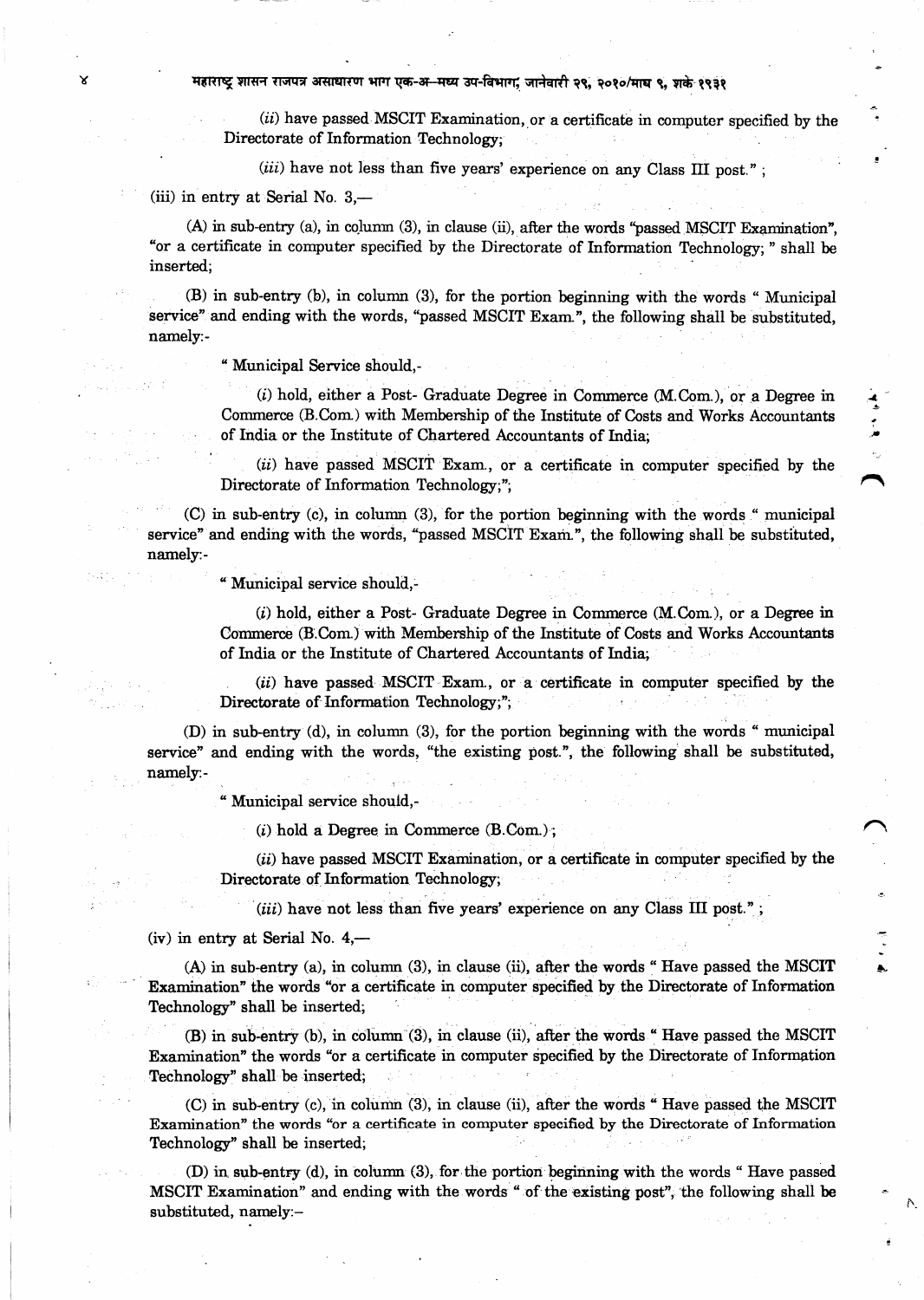(ii) have passed MSCIT Examination, or a certificate in computer specified by the Directorate of Information Technology;

(iii) have not less than five years' experience on any Class III post." ;

(iii) in entry at Serial No. 3,—

(A) in sub-entry (a), in column (3), in clause (ii), after the words "passed MSCIT Examination", "or a certificate in computer specified by the Directorate of Information Technology; " shall be inserted;

(B) in sub-entry (b), in column (3), for the portion beginning with the words " Municipal service" and ending with the words, "passed MSCIT Exam.", the following shall be substituted, namely:-

" Municipal Service should,-

(i) hold, either a Post- Graduate Degree in Commerce (M.Com.), or a Degree in Commerce (B.Com.) with Membership of the Institute of Costs and Works Accountants of India or the Institute of Chartered Accountants of India;

(ii) have passed MSCIT Exam., or a certificate in computer specified by the Directorate of Information Technology;";

(C) in sub-entry (c), in column (3), for the portion beginning with the words " municipal service" and ending with the words, "passed MSCIT Exam.", the following shall be substituted, namely:-

" Municipal service should,-

(i) hold, either a Post- Graduate Degree in Commerce (M.Com.), or a Degree in Commerce (B.Com.) with Membership of the Institute of Costs and Works Accountants of India or the Institute of Chartered Accountants of India;

(ii) have passed MSCIT Exam., or a certificate in computer specified by the Directorate of Information Technology;";

(D) in sub-entry (d), in column (3), for the portion beginning with the words " municipal service" and ending with the words, "the existing post.", the following shall be substituted, namely:-

" Municipal service should,-

(i) hold a Degree in Commerce (B.Com.);

(ii) have passed MSCIT Examination, or a certificate in computer specified by the Directorate of Information Technology;

(iii) have not less than five years' experience on any Class III post." ;

(iv) in entry at Serial No. 4,—

(A) in sub-entry (a), in column (3), in clause (ii), after the words " Have passed the MSCIT Examination" the words "or a certificate in computer specified by the Directorate of Information Technology" shall be inserted;

(B) in sub-entry (b), in column (3), in clause (ii), after the words " Have passed the MSCIT Examination" the words "or a certificate in computer specified by the Directorate of Information Technology" shall be inserted;

(C) in sub-entry (c), in column (3), in clause (ii), after the words " Have passed the MSCIT Examination" the words "or a certificate in computer specified by the Directorate of Information Technology" shall be inserted;

(D) in sub-entry (d), in column (3), for the portion beginning with the words " Have passed MSCIT Examination" and ending with the words " of the existing post", the following shall be substituted, namely:–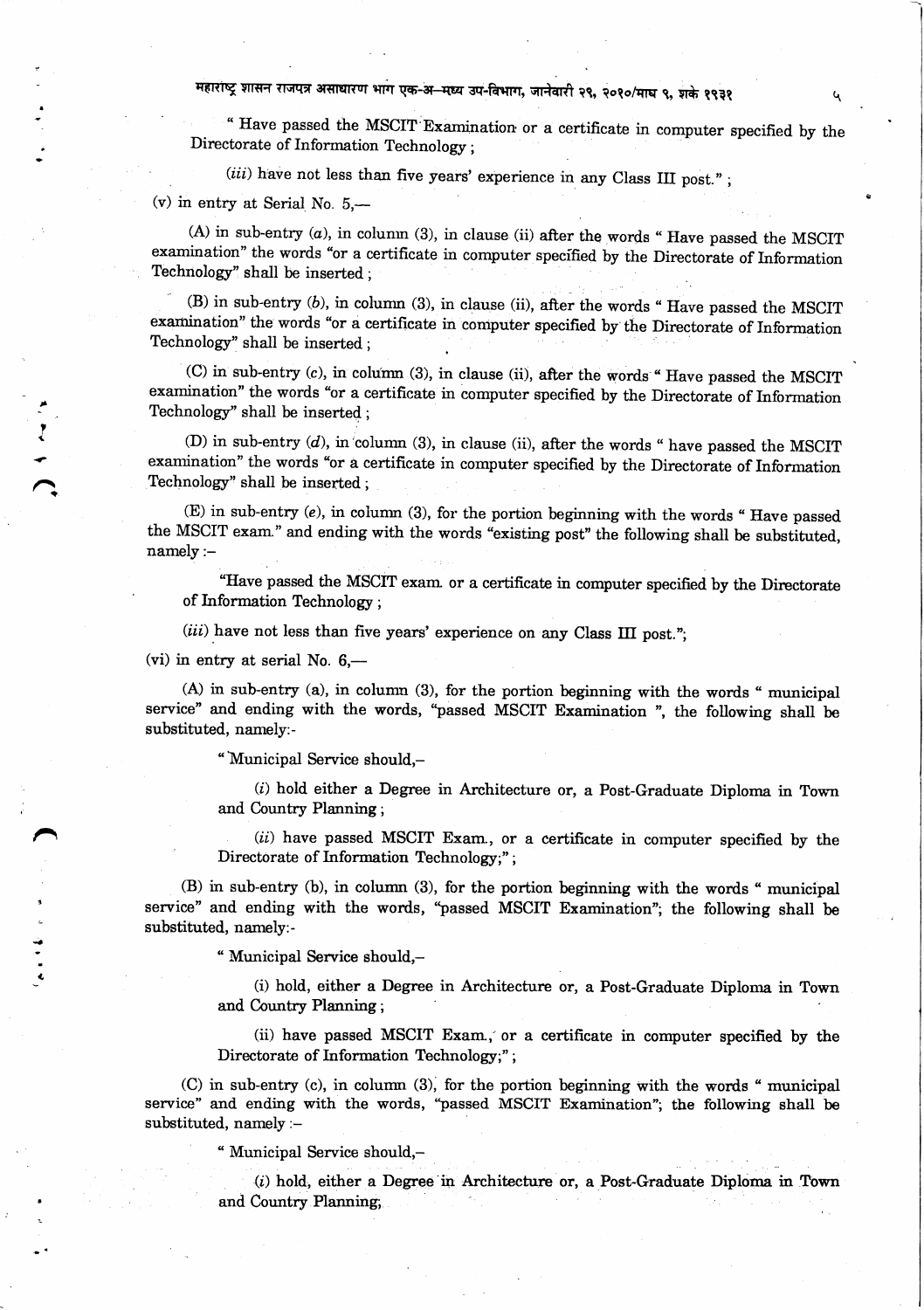" Have passed the MSCIT Examination or a certificate in computer specified by the Directorate of Information Technology ;

(*iii*) have not less than five years' experience in any Class III post." ;

(v) in entry at Serial No. 5,—

(A) in sub-entry (*a*), in column (3), in clause (ii) after the words " Have passed the MSCIT examination" the words "or a certificate in computer specified by the Directorate of Information Technology" shall be inserted ;

(B) in sub-entry (*b*), in column (3), in clause (ii), after the words " Have passed the MSCIT examination" the words "or a certificate in computer specified by the Directorate of Information Technology" shall be inserted ;

(C) in sub-entry (*c*), in column (3), in clause (ii), after the words " Have passed the MSCIT examination" the words "or a certificate in computer specified by the Directorate of Information Technology" shall be inserted ;

(D) in sub-entry (*d*), in column (3), in clause (ii), after the words " have passed the MSCIT examination" the words "or a certificate in computer specified by the Directorate of Information Technology" shall be inserted ;

(E) in sub-entry (*e*), in column (3), for the portion beginning with the words " Have passed the MSCIT exam." and ending with the words "existing post" the following shall be substituted, namely :–

"Have passed the MSCIT exam. or a certificate in computer specified by the Directorate of Information Technology ;

(*iii*) have not less than five years' experience on any Class III post.";

(vi) in entry at serial No. 6,—

(A) in sub-entry (a), in column (3), for the portion beginning with the words " municipal service" and ending with the words, "passed MSCIT Examination ", the following shall be substituted, namely:-

" Municipal Service should,–

(*i*) hold either a Degree in Architecture or, a Post-Graduate Diploma in Town and Country Planning ;

(*ii*) have passed MSCIT Exam., or a certificate in computer specified by the Directorate of Information Technology;" ;

(B) in sub-entry (b), in column (3), for the portion beginning with the words " municipal service" and ending with the words, "passed MSCIT Examination"; the following shall be substituted, namely:-

" Municipal Service should,–

(i) hold, either a Degree in Architecture or, a Post-Graduate Diploma in Town and Country Planning ;

(ii) have passed MSCIT Exam., or a certificate in computer specified by the Directorate of Information Technology;" ;

(C) in sub-entry (c), in column (3), for the portion beginning with the words " municipal service" and ending with the words, "passed MSCIT Examination"; the following shall be substituted, namely :–

" Municipal Service should,–

(*i*) hold, either a Degree in Architecture or, a Post-Graduate Diploma in Town and Country Planning,